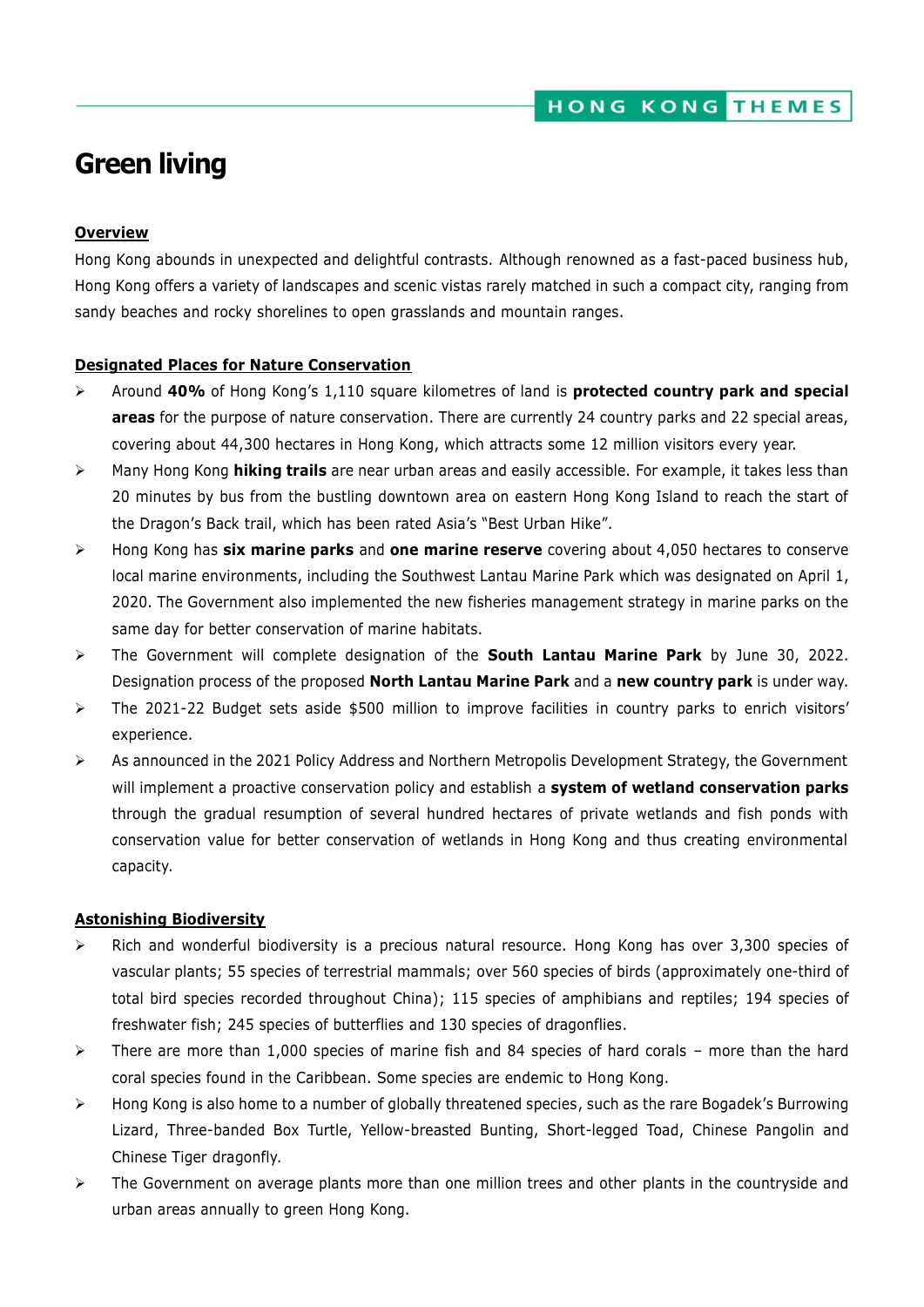# Green living

**Overview**

Hong Kong abounds in unexpected and delightful contrasts. Although renowned as a fast-paced business hub, Hong Kong offers a variety of landscapes and scenic vistas rarely matched in such a compact city, ranging from sandy beaches and rocky shorelines to open grasslands and mountain ranges.

**Designated Places for Nature Conservation**

- Around **40%** of Hong Kong's 1,110 square kilometres of land is **protected country park and special areas** for the purpose of nature conservation. There are currently 24 country parks and 22 special areas, covering about 44,300 hectares in Hong Kong, which attracts some 12 million visitors every year.
- Many Hong Kong **hiking trails** are near urban areas and easily accessible. For example, it takes less than 20 minutes by bus from the bustling downtown area on eastern Hong Kong Island to reach the start of the Dragon's Back trail, which has been rated Asia's "Best Urban Hike".
- Hong Kong has **six marine parks** and **one marine reserve** covering about 4,050 hectares to conserve local marine environments, including the Southwest Lantau Marine Park which was designated on April 1, 2020. The Government also implemented the new fisheries management strategy in marine parks on the same day for better conservation of marine habitats.
- The Government will complete designation of the **South Lantau Marine Park** by June 30, 2022. Designation process of the proposed **North Lantau Marine Park** and a **new country park** is under way.
- The 2021-22 Budget sets aside $500 million to improve facilities in country parks to enrich visitors' experience.
- As announced in the 2021 Policy Address and Northern Metropolis Development Strategy, the Government will implement a proactive conservation policy and establish a **system of wetland conservation parks** through the gradual resumption of several hundred hectares of private wetlands and fish ponds with conservation value for better conservation of wetlands in Hong Kong and thus creating environmental capacity.

**Astonishing Biodiversity**

- Rich and wonderful biodiversity is a precious natural resource. Hong Kong has over 3,300 species of vascular plants; 55 species of terrestrial mammals; over 560 species of birds (approximately one-third of total bird species recorded throughout China); 115 species of amphibians and reptiles; 194 species of freshwater fish; 245 species of butterflies and 130 species of dragonflies.
- There are more than 1,000 species of marine fish and 84 species of hard corals – more than the hard coral species found in the Caribbean. Some species are endemic to Hong Kong.
- Hong Kong is also home to a number of globally threatened species, such as the rare Bogadek's Burrowing Lizard, Three-banded Box Turtle, Yellow-breasted Bunting, Short-legged Toad, Chinese Pangolin and Chinese Tiger dragonfly.
- The Government on average plants more than one million trees and other plants in the countryside and urban areas annually to green Hong Kong.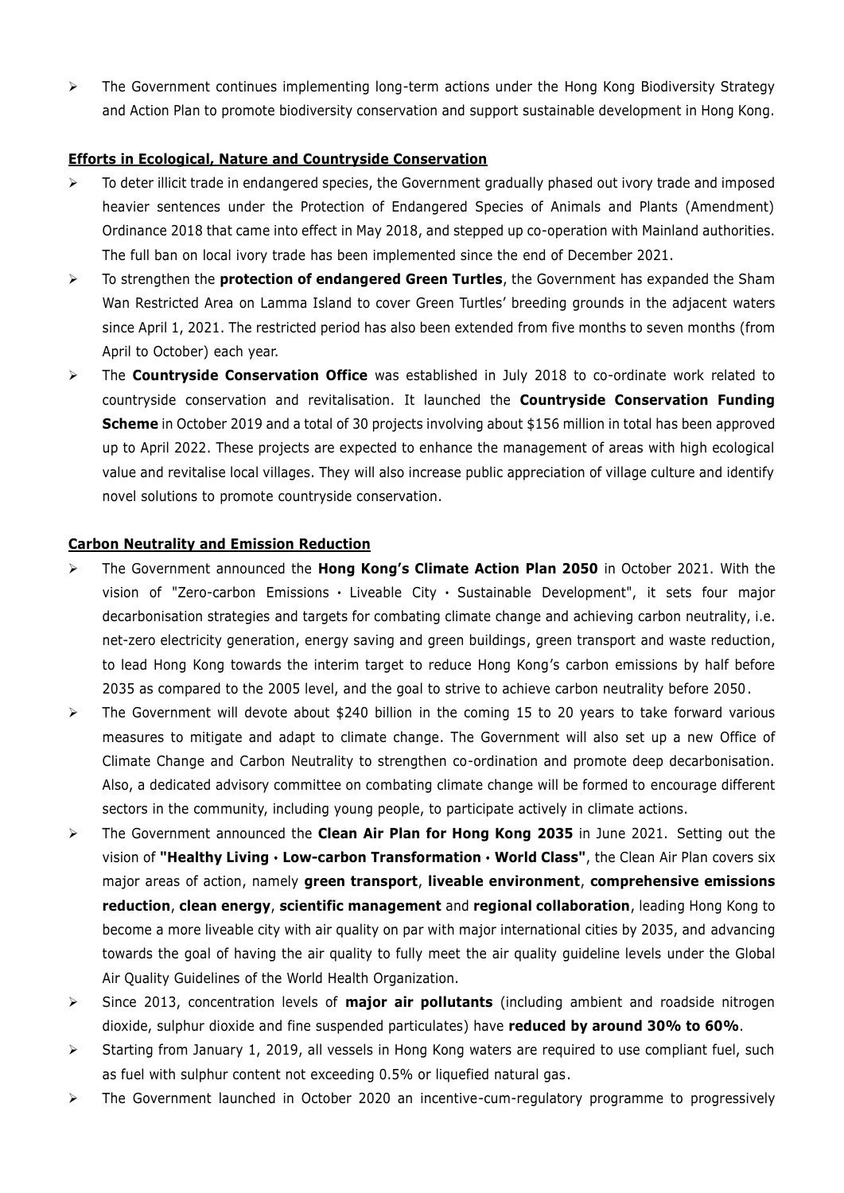- The Government continues implementing long-term actions under the Hong Kong Biodiversity Strategy and Action Plan to promote biodiversity conservation and support sustainable development in Hong Kong.

**Efforts in Ecological, Nature and Countryside Conservation**

- To deter illicit trade in endangered species, the Government gradually phased out ivory trade and imposed heavier sentences under the Protection of Endangered Species of Animals and Plants (Amendment) Ordinance 2018 that came into effect in May 2018, and stepped up co-operation with Mainland authorities. The full ban on local ivory trade has been implemented since the end of December 2021.
- To strengthen the **protection of endangered Green Turtles**, the Government has expanded the Sham Wan Restricted Area on Lamma Island to cover Green Turtles' breeding grounds in the adjacent waters since April 1, 2021. The restricted period has also been extended from five months to seven months (from April to October) each year.
- The **Countryside Conservation Office** was established in July 2018 to co-ordinate work related to countryside conservation and revitalisation. It launched the **Countryside Conservation Funding Scheme** in October 2019 and a total of 30 projects involving about $156 million in total has been approved up to April 2022. These projects are expected to enhance the management of areas with high ecological value and revitalise local villages. They will also increase public appreciation of village culture and identify novel solutions to promote countryside conservation.

**Carbon Neutrality and Emission Reduction**

- The Government announced the **Hong Kong's Climate Action Plan 2050** in October 2021. With the vision of "Zero-carbon Emissions • Liveable City • Sustainable Development", it sets four major decarbonisation strategies and targets for combating climate change and achieving carbon neutrality, i.e. net-zero electricity generation, energy saving and green buildings, green transport and waste reduction, to lead Hong Kong towards the interim target to reduce Hong Kong's carbon emissions by half before 2035 as compared to the 2005 level, and the goal to strive to achieve carbon neutrality before 2050.
- The Government will devote about $240 billion in the coming 15 to 20 years to take forward various measures to mitigate and adapt to climate change. The Government will also set up a new Office of Climate Change and Carbon Neutrality to strengthen co-ordination and promote deep decarbonisation. Also, a dedicated advisory committee on combating climate change will be formed to encourage different sectors in the community, including young people, to participate actively in climate actions.
- The Government announced the **Clean Air Plan for Hong Kong 2035** in June 2021. Setting out the vision of **"Healthy Living • Low-carbon Transformation • World Class"**, the Clean Air Plan covers six major areas of action, namely **green transport**, **liveable environment**, **comprehensive emissions reduction**, **clean energy**, **scientific management** and **regional collaboration**, leading Hong Kong to become a more liveable city with air quality on par with major international cities by 2035, and advancing towards the goal of having the air quality to fully meet the air quality guideline levels under the Global Air Quality Guidelines of the World Health Organization.
- Since 2013, concentration levels of **major air pollutants** (including ambient and roadside nitrogen dioxide, sulphur dioxide and fine suspended particulates) have **reduced by around 30% to 60%**.
- Starting from January 1, 2019, all vessels in Hong Kong waters are required to use compliant fuel, such as fuel with sulphur content not exceeding 0.5% or liquefied natural gas.
- The Government launched in October 2020 an incentive-cum-regulatory programme to progressively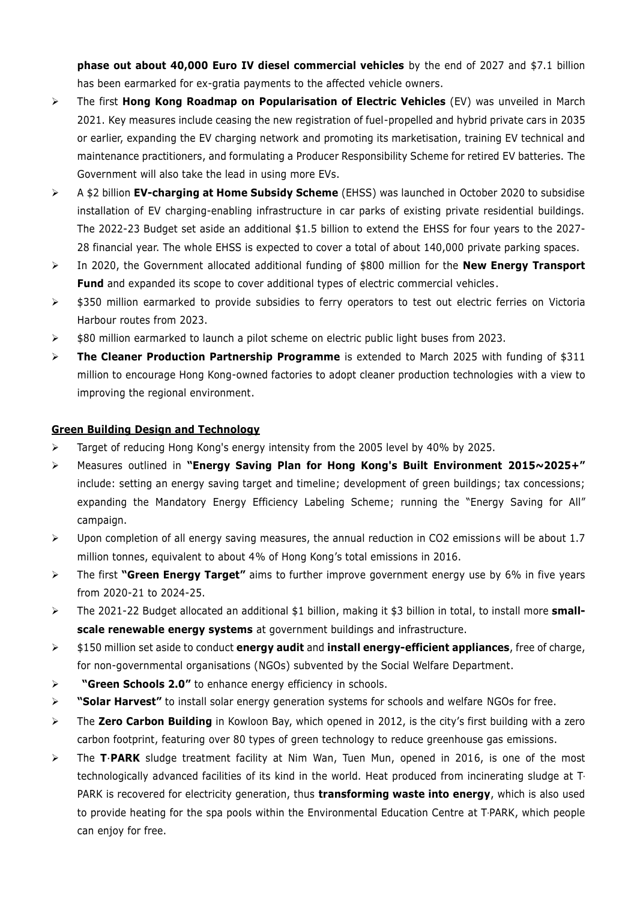**phase out about 40,000 Euro IV diesel commercial vehicles** by the end of 2027 and $7.1 billion has been earmarked for ex-gratia payments to the affected vehicle owners.

- The first **Hong Kong Roadmap on Popularisation of Electric Vehicles** (EV) was unveiled in March 2021. Key measures include ceasing the new registration of fuel-propelled and hybrid private cars in 2035 or earlier, expanding the EV charging network and promoting its marketisation, training EV technical and maintenance practitioners, and formulating a Producer Responsibility Scheme for retired EV batteries. The Government will also take the lead in using more EVs.
- A $2 billion **EV-charging at Home Subsidy Scheme** (EHSS) was launched in October 2020 to subsidise installation of EV charging-enabling infrastructure in car parks of existing private residential buildings. The 2022-23 Budget set aside an additional $1.5 billion to extend the EHSS for four years to the 2027-28 financial year. The whole EHSS is expected to cover a total of about 140,000 private parking spaces.
- In 2020, the Government allocated additional funding of $800 million for the **New Energy Transport Fund** and expanded its scope to cover additional types of electric commercial vehicles.
- $350 million earmarked to provide subsidies to ferry operators to test out electric ferries on Victoria Harbour routes from 2023.
- $80 million earmarked to launch a pilot scheme on electric public light buses from 2023.
- **The Cleaner Production Partnership Programme** is extended to March 2025 with funding of $311 million to encourage Hong Kong-owned factories to adopt cleaner production technologies with a view to improving the regional environment.

**Green Building Design and Technology**

- Target of reducing Hong Kong's energy intensity from the 2005 level by 40% by 2025.
- Measures outlined in **"Energy Saving Plan for Hong Kong's Built Environment 2015~2025+"** include: setting an energy saving target and timeline; development of green buildings; tax concessions; expanding the Mandatory Energy Efficiency Labeling Scheme; running the "Energy Saving for All" campaign.
- Upon completion of all energy saving measures, the annual reduction in $CO_2$ emissions will be about 1.7 million tonnes, equivalent to about 4% of Hong Kong's total emissions in 2016.
- The first **"Green Energy Target"** aims to further improve government energy use by 6% in five years from 2020-21 to 2024-25.
- The 2021-22 Budget allocated an additional $1 billion, making it $3 billion in total, to install more **small-scale renewable energy systems** at government buildings and infrastructure.
- $150 million set aside to conduct **energy audit** and **install energy-efficient appliances**, free of charge, for non-governmental organisations (NGOs) subvented by the Social Welfare Department.
- **"Green Schools 2.0"** to enhance energy efficiency in schools.
- **"Solar Harvest"** to install solar energy generation systems for schools and welfare NGOs for free.
- The **Zero Carbon Building** in Kowloon Bay, which opened in 2012, is the city's first building with a zero carbon footprint, featuring over 80 types of green technology to reduce greenhouse gas emissions.
- The **T·PARK** sludge treatment facility at Nim Wan, Tuen Mun, opened in 2016, is one of the most technologically advanced facilities of its kind in the world. Heat produced from incinerating sludge at T·PARK is recovered for electricity generation, thus **transforming waste into energy**, which is also used to provide heating for the spa pools within the Environmental Education Centre at T·PARK, which people can enjoy for free.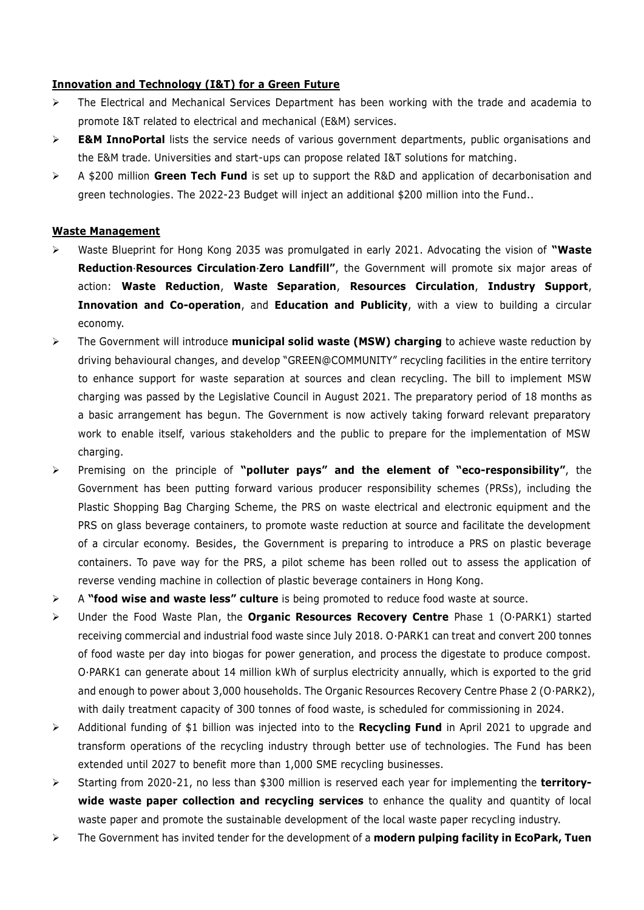**Innovation and Technology (I&T) for a Green Future**

- The Electrical and Mechanical Services Department has been working with the trade and academia to promote I&T related to electrical and mechanical (E&M) services.
- **E&M InnoPortal** lists the service needs of various government departments, public organisations and the E&M trade. Universities and start-ups can propose related I&T solutions for matching.
- A $200 million **Green Tech Fund** is set up to support the R&D and application of decarbonisation and green technologies. The 2022-23 Budget will inject an additional $200 million into the Fund..

**Waste Management**

- Waste Blueprint for Hong Kong 2035 was promulgated in early 2021. Advocating the vision of **"Waste Reduction·Resources Circulation·Zero Landfill"**, the Government will promote six major areas of action: **Waste Reduction**, **Waste Separation**, **Resources Circulation**, **Industry Support**, **Innovation and Co-operation**, and **Education and Publicity**, with a view to building a circular economy.
- The Government will introduce **municipal solid waste (MSW) charging** to achieve waste reduction by driving behavioural changes, and develop "GREEN@COMMUNITY" recycling facilities in the entire territory to enhance support for waste separation at sources and clean recycling. The bill to implement MSW charging was passed by the Legislative Council in August 2021. The preparatory period of 18 months as a basic arrangement has begun. The Government is now actively taking forward relevant preparatory work to enable itself, various stakeholders and the public to prepare for the implementation of MSW charging.
- Premising on the principle of **"polluter pays" and the element of "eco-responsibility"**, the Government has been putting forward various producer responsibility schemes (PRSs), including the Plastic Shopping Bag Charging Scheme, the PRS on waste electrical and electronic equipment and the PRS on glass beverage containers, to promote waste reduction at source and facilitate the development of a circular economy. Besides, the Government is preparing to introduce a PRS on plastic beverage containers. To pave way for the PRS, a pilot scheme has been rolled out to assess the application of reverse vending machine in collection of plastic beverage containers in Hong Kong.
- A **"food wise and waste less" culture** is being promoted to reduce food waste at source.
- Under the Food Waste Plan, the **Organic Resources Recovery Centre** Phase 1 (O·PARK1) started receiving commercial and industrial food waste since July 2018. O·PARK1 can treat and convert 200 tonnes of food waste per day into biogas for power generation, and process the digestate to produce compost. O·PARK1 can generate about 14 million kWh of surplus electricity annually, which is exported to the grid and enough to power about 3,000 households. The Organic Resources Recovery Centre Phase 2 (O·PARK2), with daily treatment capacity of 300 tonnes of food waste, is scheduled for commissioning in 2024.
- Additional funding of $1 billion was injected into to the **Recycling Fund** in April 2021 to upgrade and transform operations of the recycling industry through better use of technologies. The Fund has been extended until 2027 to benefit more than 1,000 SME recycling businesses.
- Starting from 2020-21, no less than $300 million is reserved each year for implementing the **territory-wide waste paper collection and recycling services** to enhance the quality and quantity of local waste paper and promote the sustainable development of the local waste paper recycling industry.
- The Government has invited tender for the development of a **modern pulping facility in EcoPark, Tuen**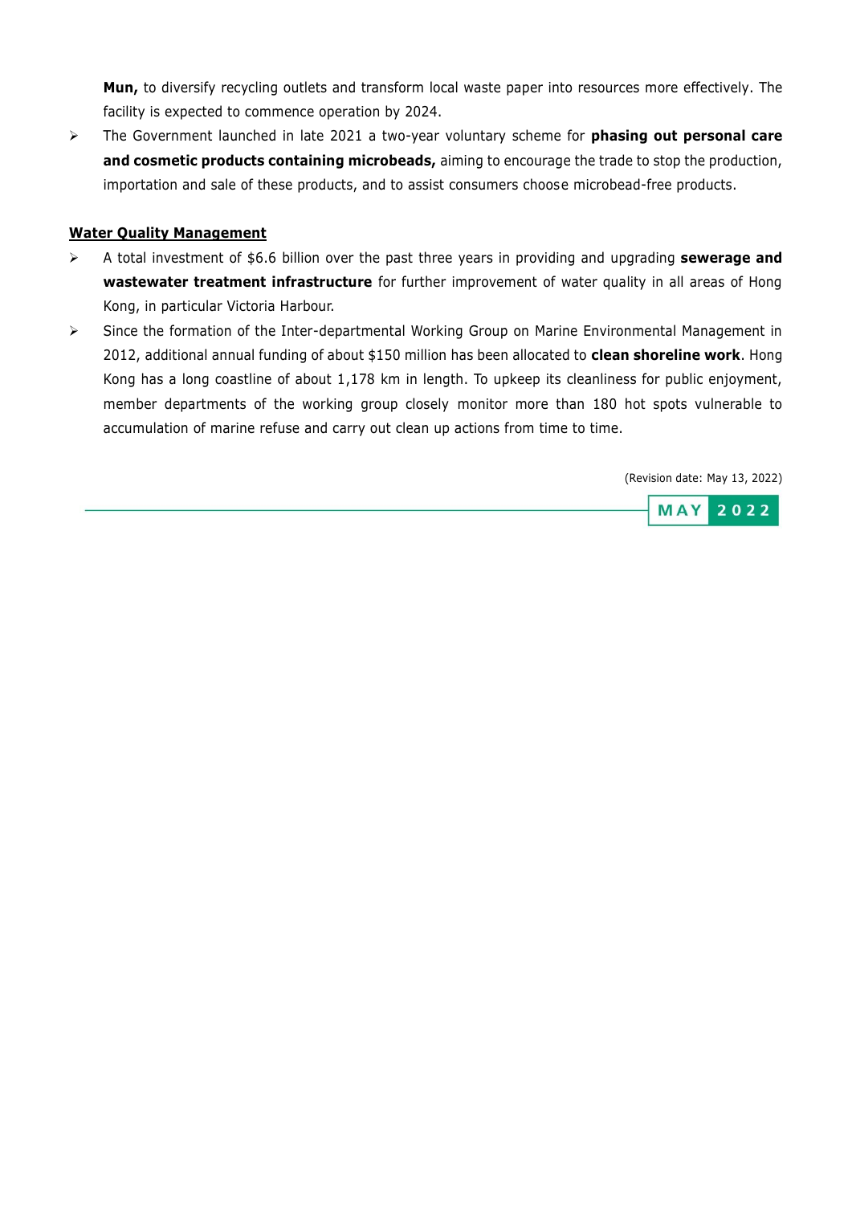**Mun,** to diversify recycling outlets and transform local waste paper into resources more effectively. The facility is expected to commence operation by 2024.

- The Government launched in late 2021 a two-year voluntary scheme for **phasing out personal care and cosmetic products containing microbeads,** aiming to encourage the trade to stop the production, importation and sale of these products, and to assist consumers choose microbead-free products.

**Water Quality Management**

- A total investment of $6.6 billion over the past three years in providing and upgrading **sewerage and wastewater treatment infrastructure** for further improvement of water quality in all areas of Hong Kong, in particular Victoria Harbour.
- Since the formation of the Inter-departmental Working Group on Marine Environmental Management in 2012, additional annual funding of about $150 million has been allocated to **clean shoreline work**. Hong Kong has a long coastline of about 1,178 km in length. To upkeep its cleanliness for public enjoyment, member departments of the working group closely monitor more than 180 hot spots vulnerable to accumulation of marine refuse and carry out clean up actions from time to time.

(Revision date: May 13, 2022)

MAY 2022